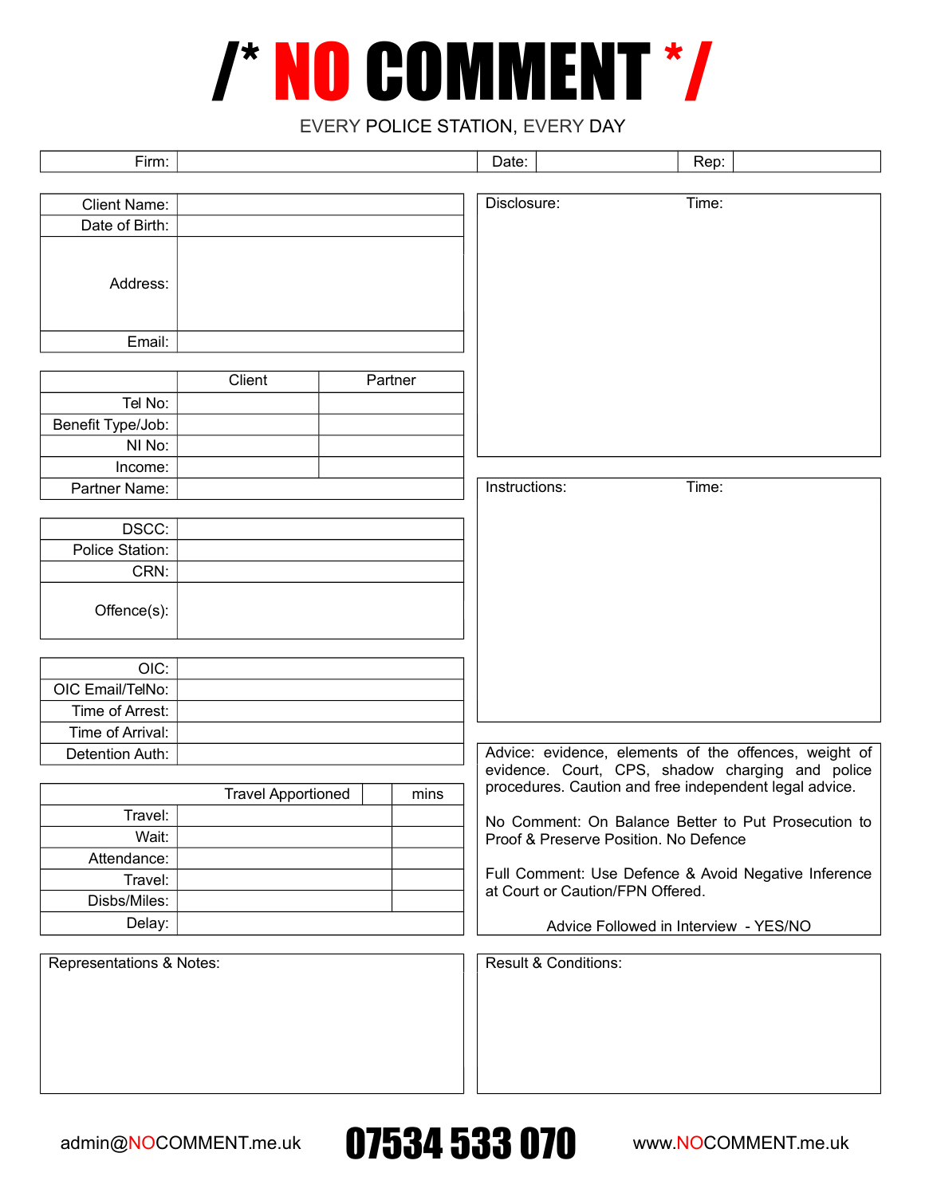# /* NO COMMENT */

EVERY POLICE STATION, EVERY DAY

| Firm: | | Date: | | Rep: | |
|---|---|---|---|---|---|

| | |
|---|---|
| Client Name: | |
| Date of Birth: | |
| Address: | |
| Email: | |

| | Client | Partner |
|---|---|---|
| Tel No: | | |
| Benefit Type/Job: | | |
| NI No: | | |
| Income: | | |
| Partner Name: | | |

| | |
|---|---|
| DSCC: | |
| Police Station: | |
| CRN: | |
| Offence(s): | |

| | |
|---|---|
| OIC: | |
| OIC Email/TelNo: | |
| Time of Arrest: | |
| Time of Arrival: | |
| Detention Auth: | |

| | Travel Apportioned | mins |
|---|---|---|
| Travel: | | |
| Wait: | | |
| Attendance: | | |
| Travel: | | |
| Disbs/Miles: | | |
| Delay: | | |

Disclosure: Time:

Instructions: Time:

Advice: evidence, elements of the offences, weight of evidence. Court, CPS, shadow charging and police procedures. Caution and free independent legal advice.

No Comment: On Balance Better to Put Prosecution to Proof & Preserve Position. No Defence

Full Comment: Use Defence & Avoid Negative Inference at Court or Caution/FPN Offered.

Advice Followed in Interview - YES/NO

Representations & Notes:

Result & Conditions:

admin@NOCOMMENT.me.uk **07534 533 070** www.NOCOMMENT.me.uk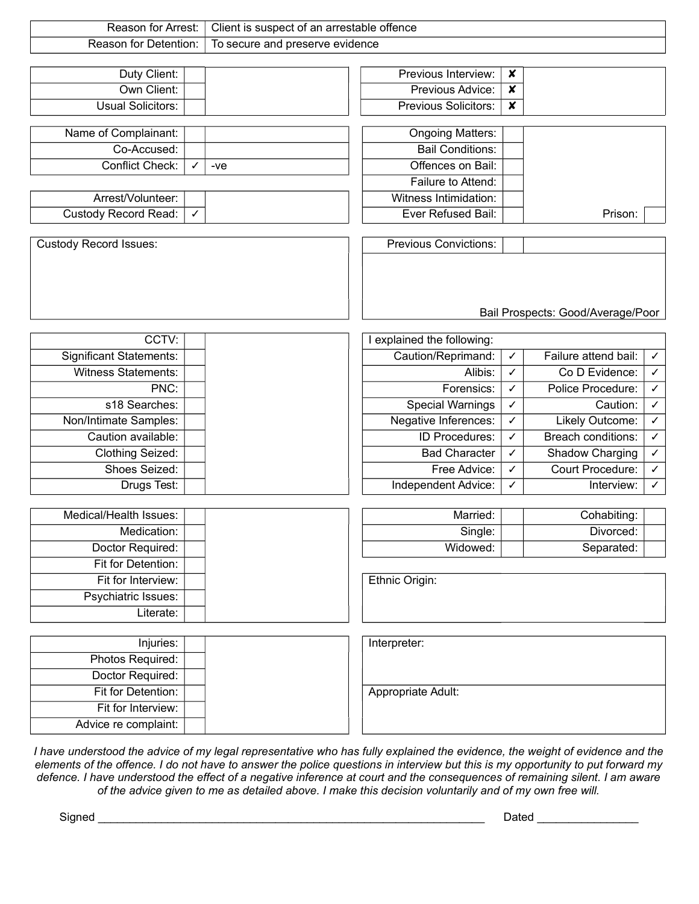| | |
|---|---|
| Reason for Arrest: | Client is suspect of an arrestable offence |
| Reason for Detention: | To secure and preserve evidence |

| | | |
|---|---|---|
| Duty Client: | | |
| Own Client: | | |
| Usual Solicitors: | | |

| | | |
|---|---|---|
| Previous Interview: | ✘ | |
| Previous Advice: | ✘ | |
| Previous Solicitors: | ✘ | |

| | | |
|---|---|---|
| Name of Complainant: | | |
| Co-Accused: | | |
| Conflict Check: | ✓ | -ve |

| | | | |
|---|---|---|---|
| Ongoing Matters: | | | |
| Bail Conditions: | | | |
| Offences on Bail: | | | |
| Failure to Attend: | | | |
| Witness Intimidation: | | | |
| Ever Refused Bail: | | Prison: | |

| | | |
|---|---|---|
| Arrest/Volunteer: | | |
| Custody Record Read: | ✓ | |

Custody Record Issues:

| | | |
|---|---|---|
| Previous Convictions: | | |

Bail Prospects: Good/Average/Poor

| | | |
|---|---|---|
| CCTV: | | |
| Significant Statements: | | |
| Witness Statements: | | |
| PNC: | | |
| s18 Searches: | | |
| Non/Intimate Samples: | | |
| Caution available: | | |
| Clothing Seized: | | |
| Shoes Seized: | | |
| Drugs Test: | | |

I explained the following:

| | | | |
|---|---|---|---|
| Caution/Reprimand: | ✓ | Failure attend bail: | ✓ |
| Alibis: | ✓ | Co D Evidence: | ✓ |
| Forensics: | ✓ | Police Procedure: | ✓ |
| Special Warnings | ✓ | Caution: | ✓ |
| Negative Inferences: | ✓ | Likely Outcome: | ✓ |
| ID Procedures: | ✓ | Breach conditions: | ✓ |
| Bad Character | ✓ | Shadow Charging | ✓ |
| Free Advice: | ✓ | Court Procedure: | ✓ |
| Independent Advice: | ✓ | Interview: | ✓ |

| | | |
|---|---|---|
| Medical/Health Issues: | | |
| Medication: | | |
| Doctor Required: | | |
| Fit for Detention: | | |
| Fit for Interview: | | |
| Psychiatric Issues: | | |
| Literate: | | |

| | | | |
|---|---|---|---|
| Married: | | Cohabiting: | |
| Single: | | Divorced: | |
| Widowed: | | Separated: | |

Ethnic Origin:

| | | |
|---|---|---|
| Injuries: | | |
| Photos Required: | | |
| Doctor Required: | | |
| Fit for Detention: | | |
| Fit for Interview: | | |
| Advice re complaint: | | |

Interpreter:

Appropriate Adult:

*I have understood the advice of my legal representative who has fully explained the evidence, the weight of evidence and the elements of the offence. I do not have to answer the police questions in interview but this is my opportunity to put forward my defence. I have understood the effect of a negative inference at court and the consequences of remaining silent. I am aware of the advice given to me as detailed above. I make this decision voluntarily and of my own free will.*

Signed ______________________________________________ Dated ________________